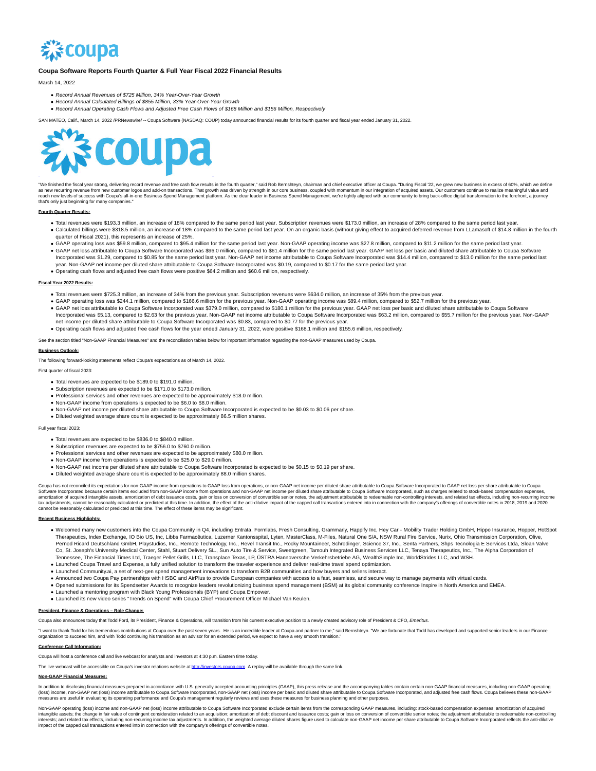# Coupa Software Reports Fourth Quarter & Full Year Fiscal 2022 Financial Results

March 14, 2022

- *Record Annual Revenues of $725 Million, 34% Year-Over-Year Growth*
- *Record Annual Calculated Billings of $855 Million, 33% Year-Over-Year Growth*
- *Record Annual Operating Cash Flows and Adjusted Free Cash Flows of $168 Million and $156 Million, Respectively*

SAN MATEO, Calif., March 14, 2022 /PRNewswire/ -- Coupa Software (NASDAQ: COUP) today announced financial results for its fourth quarter and fiscal year ended January 31, 2022.

"We finished the fiscal year strong, delivering record revenue and free cash flow results in the fourth quarter," said Rob Bernshteyn, chairman and chief executive officer at Coupa. "During Fiscal '22, we grew new business in excess of 60%, which we define as new recurring revenue from new customer logos and add-on transactions. That growth was driven by strength in our core business, coupled with momentum in our integration of acquired assets. Our customers continue to realize meaningful value and reach new levels of success with Coupa's all-in-one Business Spend Management platform. As the clear leader in Business Spend Management, we're tightly aligned with our community to bring back-office digital transformation to the forefront, a journey that's only just beginning for many companies."

**Fourth Quarter Results:**

- Total revenues were $193.3 million, an increase of 18% compared to the same period last year. Subscription revenues were $173.0 million, an increase of 28% compared to the same period last year.
- Calculated billings were $318.5 million, an increase of 18% compared to the same period last year. On an organic basis (without giving effect to acquired deferred revenue from LLamasoft of $14.8 million in the fourth quarter of Fiscal 2021), this represents an increase of 25%.
- GAAP operating loss was $59.8 million, compared to $95.4 million for the same period last year. Non-GAAP operating income was $27.8 million, compared to $11.2 million for the same period last year.
- GAAP net loss attributable to Coupa Software Incorporated was $96.0 million, compared to $61.4 million for the same period last year. GAAP net loss per basic and diluted share attributable to Coupa Software Incorporated was $1.29, compared to $0.85 for the same period last year. Non-GAAP net income attributable to Coupa Software Incorporated was $14.4 million, compared to $13.0 million for the same period last year. Non-GAAP net income per diluted share attributable to Coupa Software Incorporated was $0.19, compared to $0.17 for the same period last year.
- Operating cash flows and adjusted free cash flows were positive $64.2 million and $60.6 million, respectively.

**Fiscal Year 2022 Results:**

- Total revenues were $725.3 million, an increase of 34% from the previous year. Subscription revenues were $634.0 million, an increase of 35% from the previous year.
- GAAP operating loss was $244.1 million, compared to $166.6 million for the previous year. Non-GAAP operating income was $89.4 million, compared to $52.7 million for the previous year.
- GAAP net loss attributable to Coupa Software Incorporated was $379.0 million, compared to $180.1 million for the previous year. GAAP net loss per basic and diluted share attributable to Coupa Software Incorporated was $5.13, compared to $2.63 for the previous year. Non-GAAP net income attributable to Coupa Software Incorporated was $63.2 million, compared to $55.7 million for the previous year. Non-GAAP net income per diluted share attributable to Coupa Software Incorporated was $0.83, compared to $0.77 for the previous year.
- Operating cash flows and adjusted free cash flows for the year ended January 31, 2022, were positive $168.1 million and $155.6 million, respectively.

See the section titled "Non-GAAP Financial Measures" and the reconciliation tables below for important information regarding the non-GAAP measures used by Coupa.

**Business Outlook:**

The following forward-looking statements reflect Coupa's expectations as of March 14, 2022.

First quarter of fiscal 2023:

- Total revenues are expected to be $189.0 to $191.0 million.
- Subscription revenues are expected to be $171.0 to $173.0 million.
- Professional services and other revenues are expected to be approximately $18.0 million.
- Non-GAAP income from operations is expected to be $6.0 to $8.0 million.
- Non-GAAP net income per diluted share attributable to Coupa Software Incorporated is expected to be $0.03 to $0.06 per share.
- Diluted weighted average share count is expected to be approximately 86.5 million shares.

Full year fiscal 2023:

- Total revenues are expected to be $836.0 to $840.0 million.
- Subscription revenues are expected to be $756.0 to $760.0 million.
- Professional services and other revenues are expected to be approximately $80.0 million.
- Non-GAAP income from operations is expected to be $25.0 to $29.0 million.
- Non-GAAP net income per diluted share attributable to Coupa Software Incorporated is expected to be $0.15 to $0.19 per share.
- Diluted weighted average share count is expected to be approximately 88.0 million shares.

Coupa has not reconciled its expectations for non-GAAP income from operations to GAAP loss from operations, or non-GAAP net income per diluted share attributable to Coupa Software Incorporated to GAAP net loss per share attributable to Coupa Software Incorporated because certain items excluded from non-GAAP income from operations and non-GAAP net income per diluted share attributable to Coupa Software Incorporated, such as charges related to stock-based compensation expenses, amortization of acquired intangible assets, amortization of debt issuance costs, gain or loss on conversion of convertible senior notes, the adjustment attributable to redeemable non-controlling interests, and related tax effects, including non-recurring income tax adjustments, cannot be reasonably calculated or predicted at this time. In addition, the effect of the anti-dilutive impact of the capped call transactions entered into in connection with the company's offerings of convertible notes in 2018, 2019 and 2020 cannot be reasonably calculated or predicted at this time. The effect of these items may be significant.

**Recent Business Highlights:**

- Welcomed many new customers into the Coupa Community in Q4, including Entrata, Formlabs, Fresh Consulting, Grammarly, Happify Inc, Hey Car - Mobility Trader Holding GmbH, Hippo Insurance, Hopper, HotSpot Therapeutics, Index Exchange, IO Bio US, Inc, Libbs Farmacêutica, Luzerner Kantonsspital, Lyten, MasterClass, M-Files, Natural One S/A, NSW Rural Fire Service, Nurix, Ohio Transmission Corporation, Olive, Pernod Ricard Deutschland GmbH, Playstudios, Inc., Remote Technology, Inc., Revel Transit Inc., Rocky Mountaineer, Schrodinger, Science 37, Inc., Senta Partners, Shps Tecnologia E Servicos Ltda, Sloan Valve Co, St. Joseph's University Medical Center, Stahl, Stuart Delivery SL., Sun Auto Tire & Service, Sweetgreen, Tamouh Integrated Business Services LLC, Tenaya Therapeutics, Inc., The Alpha Corporation of Tennessee, The Financial Times Ltd, Traeger Pellet Grills, LLC, Transplace Texas, LP, ÜSTRA Hannoversche Verkehrsbetriebe AG, WealthSimple Inc, WorldStrides LLC, and WSH.
- Launched Coupa Travel and Expense, a fully unified solution to transform the traveler experience and deliver real-time travel spend optimization.
- Launched Community.ai, a set of next-gen spend management innovations to transform B2B communities and how buyers and sellers interact.
- Announced two Coupa Pay partnerships with HSBC and AirPlus to provide European companies with access to a fast, seamless, and secure way to manage payments with virtual cards.
- Opened submissions for its Spendsetter Awards to recognize leaders revolutionizing business spend management (BSM) at its global community conference Inspire in North America and EMEA.
- Launched a mentoring program with Black Young Professionals (BYP) and Coupa Empower.
- Launched its new video series "Trends on Spend" with Coupa Chief Procurement Officer Michael Van Keulen.

**President, Finance & Operations – Role Change:**

Coupa also announces today that Todd Ford, its President, Finance & Operations, will transition from his current executive position to a newly created advisory role of President & CFO, *Emeritus*.

"I want to thank Todd for his tremendous contributions at Coupa over the past seven years. He is an incredible leader at Coupa and partner to me," said Bernshteyn. "We are fortunate that Todd has developed and supported senior leaders in our Finance organization to succeed him, and with Todd continuing his transition as an advisor for an extended period, we expect to have a very smooth transition."

**Conference Call Information:**

Coupa will host a conference call and live webcast for analysts and investors at 4:30 p.m. Eastern time today.

The live webcast will be accessible on Coupa's investor relations website at http://investors.coupa.com. A replay will be available through the same link.

**Non-GAAP Financial Measures:**

In addition to disclosing financial measures prepared in accordance with U.S. generally accepted accounting principles (GAAP), this press release and the accompanying tables contain certain non-GAAP financial measures, including non-GAAP operating (loss) income, non-GAAP net (loss) income attributable to Coupa Software Incorporated, non-GAAP net (loss) income per basic and diluted share attributable to Coupa Software Incorporated, and adjusted free cash flows. Coupa believes these non-GAAP measures are useful in evaluating its operating performance and Coupa's management regularly reviews and uses these measures for business planning and other purposes.

Non-GAAP operating (loss) income and non-GAAP net (loss) income attributable to Coupa Software Incorporated exclude certain items from the corresponding GAAP measures, including: stock-based compensation expenses; amortization of acquired intangible assets; the change in fair value of contingent consideration related to an acquisition; amortization of debt discount and issuance costs; gain or loss on conversion of convertible senior notes; the adjustment attributable to redeemable non-controlling interests; and related tax effects, including non-recurring income tax adjustments. In addition, the weighted average diluted shares figure used to calculate non-GAAP net income per share attributable to Coupa Software Incorporated reflects the anti-dilutive impact of the capped call transactions entered into in connection with the company's offerings of convertible notes.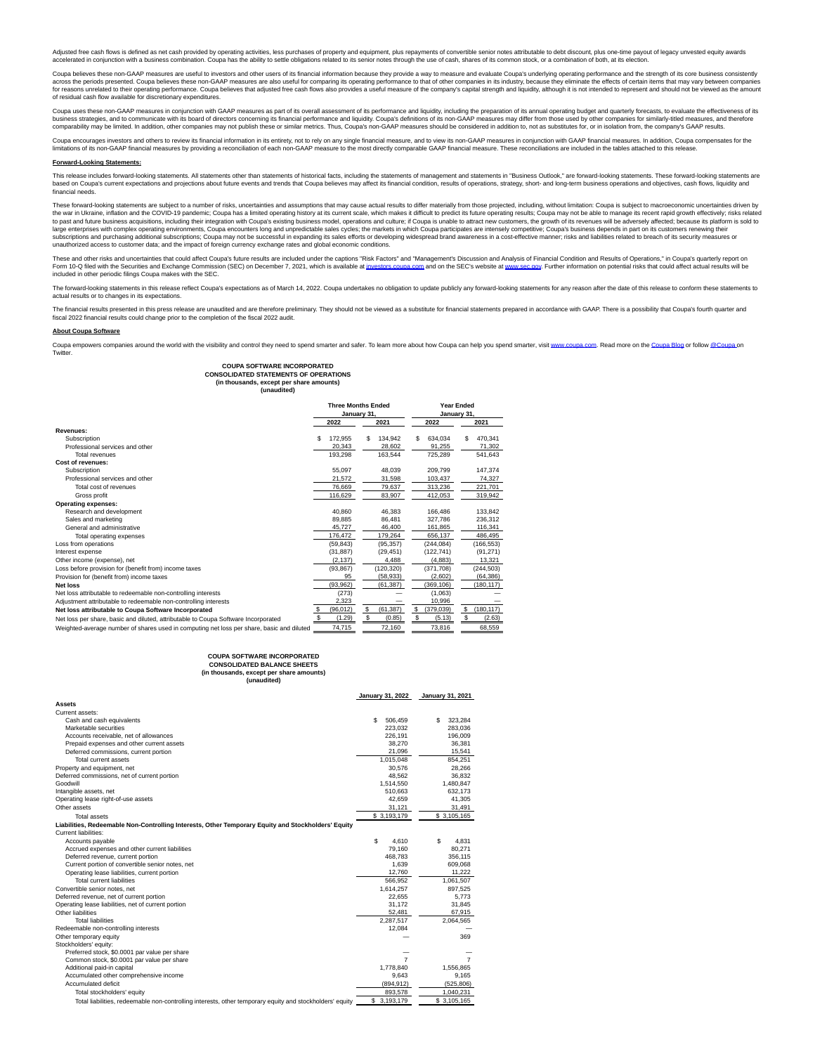Adjusted free cash flows is defined as net cash provided by operating activities, less purchases of property and equipment, plus repayments of convertible senior notes attributable to debt discount, plus one-time payout of legacy unvested equity awards accelerated in conjunction with a business combination. Coupa has the ability to settle obligations related to its senior notes through the use of cash, shares of its common stock, or a combination of both, at its election.

Coupa believes these non-GAAP measures are useful to investors and other users of its financial information because they provide a way to measure and evaluate Coupa's underlying operating performance and the strength of its core business consistently across the periods presented. Coupa believes these non-GAAP measures are also useful for comparing its operating performance to that of other companies in its industry, because they eliminate the effects of certain items that may vary between companies for reasons unrelated to their operating performance. Coupa believes that adjusted free cash flows also provides a useful measure of the company's capital strength and liquidity, although it is not intended to represent and should not be viewed as the amount of residual cash flow available for discretionary expenditures.

Coupa uses these non-GAAP measures in conjunction with GAAP measures as part of its overall assessment of its performance and liquidity, including the preparation of its annual operating budget and quarterly forecasts, to evaluate the effectiveness of its business strategies, and to communicate with its board of directors concerning its financial performance and liquidity. Coupa's definitions of its non-GAAP measures may differ from those used by other companies for similarly-titled measures, and therefore comparability may be limited. In addition, other companies may not publish these or similar metrics. Thus, Coupa's non-GAAP measures should be considered in addition to, not as substitutes for, or in isolation from, the company's GAAP results.

Coupa encourages investors and others to review its financial information in its entirety, not to rely on any single financial measure, and to view its non-GAAP measures in conjunction with GAAP financial measures. In addition, Coupa compensates for the limitations of its non-GAAP financial measures by providing a reconciliation of each non-GAAP measure to the most directly comparable GAAP financial measure. These reconciliations are included in the tables attached to this release.

**Forward-Looking Statements:**

This release includes forward-looking statements. All statements other than statements of historical facts, including the statements of management and statements in "Business Outlook," are forward-looking statements. These forward-looking statements are based on Coupa's current expectations and projections about future events and trends that Coupa believes may affect its financial condition, results of operations, strategy, short- and long-term business operations and objectives, cash flows, liquidity and financial needs.

These forward-looking statements are subject to a number of risks, uncertainties and assumptions that may cause actual results to differ materially from those projected, including, without limitation: Coupa is subject to macroeconomic uncertainties driven by the war in Ukraine, inflation and the COVID-19 pandemic; Coupa has a limited operating history at its current scale, which makes it difficult to predict its future operating results; Coupa may not be able to manage its recent rapid growth effectively; risks related to past and future business acquisitions, including their integration with Coupa's existing business model, operations and culture; if Coupa is unable to attract new customers, the growth of its revenues will be adversely affected; because its platform is sold to large enterprises with complex operating environments, Coupa encounters long and unpredictable sales cycles; the markets in which Coupa participates are intensely competitive; Coupa's business depends in part on its customers renewing their subscriptions and purchasing additional subscriptions; Coupa may not be successful in expanding its sales efforts or developing widespread brand awareness in a cost-effective manner; risks and liabilities related to breach of its security measures or unauthorized access to customer data; and the impact of foreign currency exchange rates and global economic conditions.

These and other risks and uncertainties that could affect Coupa's future results are included under the captions "Risk Factors" and "Management's Discussion and Analysis of Financial Condition and Results of Operations," in Coupa's quarterly report on Form 10-Q filed with the Securities and Exchange Commission (SEC) on December 7, 2021, which is available at investors.coupa.com and on the SEC's website at www.sec.gov. Further information on potential risks that could affect actual results will be included in other periodic filings Coupa makes with the SEC.

The forward-looking statements in this release reflect Coupa's expectations as of March 14, 2022. Coupa undertakes no obligation to update publicly any forward-looking statements for any reason after the date of this release to conform these statements to actual results or to changes in its expectations.

The financial results presented in this press release are unaudited and are therefore preliminary. They should not be viewed as a substitute for financial statements prepared in accordance with GAAP. There is a possibility that Coupa's fourth quarter and fiscal 2022 financial results could change prior to the completion of the fiscal 2022 audit.

**About Coupa Software**

Coupa empowers companies around the world with the visibility and control they need to spend smarter and safer. To learn more about how Coupa can help you spend smarter, visit www.coupa.com. Read more on the Coupa Blog or follow @Coupa on Twitter.

**COUPA SOFTWARE INCORPORATED**
**CONSOLIDATED STATEMENTS OF OPERATIONS**
**(in thousands, except per share amounts)**
**(unaudited)**

| | Three Months Ended January 31, | | Year Ended January 31, | |
|---|---|---|---|---|
| | 2022 | 2021 | 2022 | 2021 |
| **Revenues:** | | | | |
| Subscription | $ 172,955 | $ 134,942 | $ 634,034 | $ 470,341 |
| Professional services and other | 20,343 | 28,602 | 91,255 | 71,302 |
| Total revenues | 193,298 | 163,544 | 725,289 | 541,643 |
| **Cost of revenues:** | | | | |
| Subscription | 55,097 | 48,039 | 209,799 | 147,374 |
| Professional services and other | 21,572 | 31,598 | 103,437 | 74,327 |
| Total cost of revenues | 76,669 | 79,637 | 313,236 | 221,701 |
| Gross profit | 116,629 | 83,907 | 412,053 | 319,942 |
| **Operating expenses:** | | | | |
| Research and development | 40,860 | 46,383 | 166,486 | 133,842 |
| Sales and marketing | 89,885 | 86,481 | 327,786 | 236,312 |
| General and administrative | 45,727 | 46,400 | 161,865 | 116,341 |
| Total operating expenses | 176,472 | 179,264 | 656,137 | 486,495 |
| Loss from operations | (59,843) | (95,357) | (244,084) | (166,553) |
| Interest expense | (31,887) | (29,451) | (122,741) | (91,271) |
| Other income (expense), net | (2,137) | 4,488 | (4,883) | 13,321 |
| Loss before provision for (benefit from) income taxes | (93,867) | (120,320) | (371,708) | (244,503) |
| Provision for (benefit from) income taxes | 95 | (58,933) | (2,602) | (64,386) |
| **Net loss** | (93,962) | (61,387) | (369,106) | (180,117) |
| Net loss attributable to redeemable non-controlling interests | (273) | — | (1,063) | — |
| Adjustment attributable to redeemable non-controlling interests | 2,323 | — | 10,996 | — |
| **Net loss attributable to Coupa Software Incorporated** | $ (96,012) | $ (61,387) | $ (379,039) | $ (180,117) |
| Net loss per share, basic and diluted, attributable to Coupa Software Incorporated | $ (1.29) | $ (0.85) | $ (5.13) | $ (2.63) |
| Weighted-average number of shares used in computing net loss per share, basic and diluted | 74,715 | 72,160 | 73,816 | 68,559 |

**COUPA SOFTWARE INCORPORATED**
**CONSOLIDATED BALANCE SHEETS**
**(in thousands, except per share amounts)**
**(unaudited)**

| | January 31, 2022 | January 31, 2021 |
|---|---|---|
| **Assets** | | |
| Current assets: | | |
| Cash and cash equivalents | $ 506,459 | $ 323,284 |
| Marketable securities | 223,032 | 283,036 |
| Accounts receivable, net of allowances | 226,191 | 196,009 |
| Prepaid expenses and other current assets | 38,270 | 36,381 |
| Deferred commissions, current portion | 21,096 | 15,541 |
| Total current assets | 1,015,048 | 854,251 |
| Property and equipment, net | 30,576 | 28,266 |
| Deferred commissions, net of current portion | 48,562 | 36,832 |
| Goodwill | 1,514,550 | 1,480,847 |
| Intangible assets, net | 510,663 | 632,173 |
| Operating lease right-of-use assets | 42,659 | 41,305 |
| Other assets | 31,121 | 31,491 |
| Total assets | $ 3,193,179 | $ 3,105,165 |
| **Liabilities, Redeemable Non-Controlling Interests, Other Temporary Equity and Stockholders' Equity** | | |
| Current liabilities: | | |
| Accounts payable | $ 4,610 | $ 4,831 |
| Accrued expenses and other current liabilities | 79,160 | 80,271 |
| Deferred revenue, current portion | 468,783 | 356,115 |
| Current portion of convertible senior notes, net | 1,639 | 609,068 |
| Operating lease liabilities, current portion | 12,760 | 11,222 |
| Total current liabilities | 566,952 | 1,061,507 |
| Convertible senior notes, net | 1,614,257 | 897,525 |
| Deferred revenue, net of current portion | 22,655 | 5,773 |
| Operating lease liabilities, net of current portion | 31,172 | 31,845 |
| Other liabilities | 52,481 | 67,915 |
| Total liabilities | 2,287,517 | 2,064,565 |
| Redeemable non-controlling interests | 12,084 | — |
| Other temporary equity | — | 369 |
| Stockholders' equity: | | |
| Preferred stock, $0.0001 par value per share | — | — |
| Common stock, $0.0001 par value per share | 7 | 7 |
| Additional paid-in capital | 1,778,840 | 1,556,865 |
| Accumulated other comprehensive income | 9,643 | 9,165 |
| Accumulated deficit | (894,912) | (525,806) |
| Total stockholders' equity | 893,578 | 1,040,231 |
| Total liabilities, redeemable non-controlling interests, other temporary equity and stockholders' equity | $ 3,193,179 | $ 3,105,165 |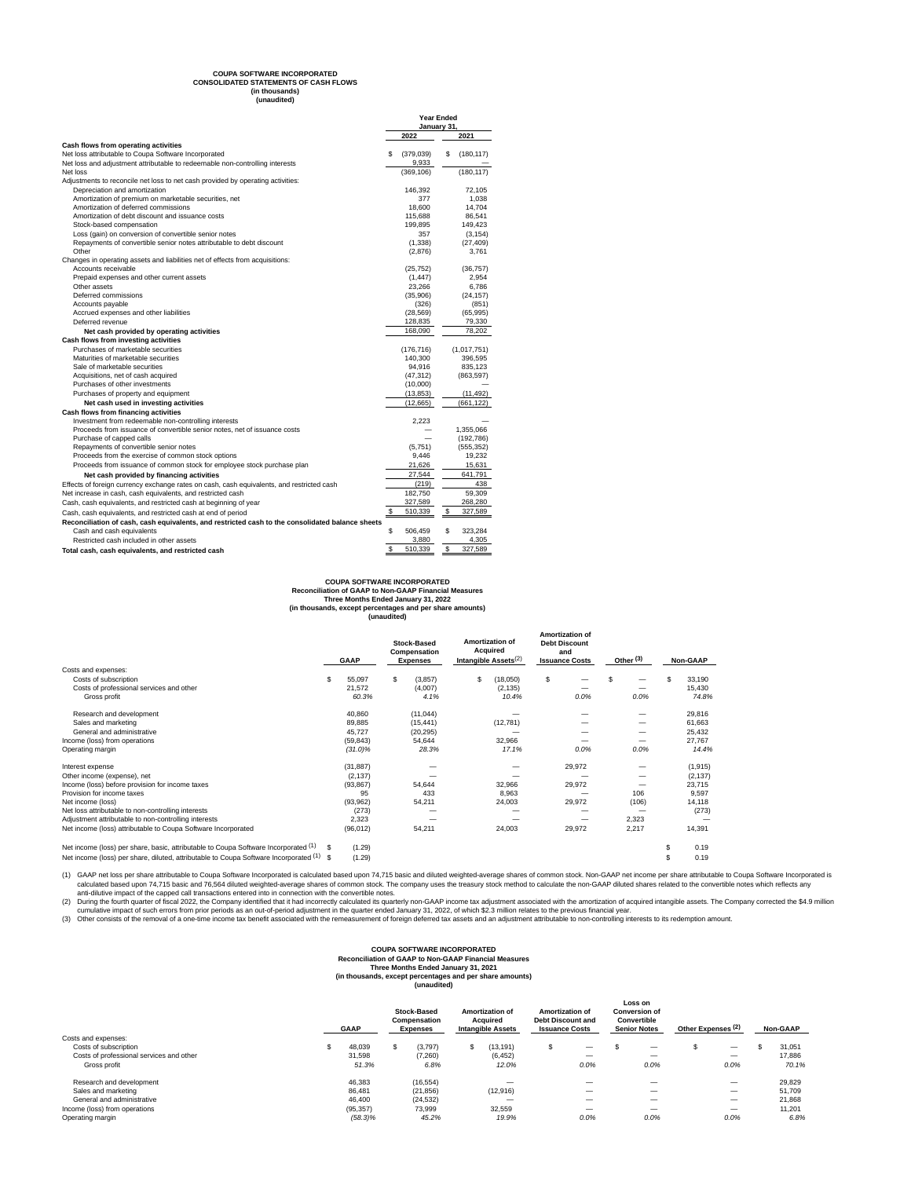**COUPA SOFTWARE INCORPORATED**
**CONSOLIDATED STATEMENTS OF CASH FLOWS**
**(in thousands)**
**(unaudited)**

| | Year Ended January 31, | |
|---|---|---|
| | 2022 | 2021 |
| **Cash flows from operating activities** | | |
| Net loss attributable to Coupa Software Incorporated | $ (379,039) | $ (180,117) |
| Net loss and adjustment attributable to redeemable non-controlling interests | 9,933 | — |
| Net loss | (369,106) | (180,117) |
| Adjustments to reconcile net loss to net cash provided by operating activities: | | |
| Depreciation and amortization | 146,392 | 72,105 |
| Amortization of premium on marketable securities, net | 377 | 1,038 |
| Amortization of deferred commissions | 18,600 | 14,704 |
| Amortization of debt discount and issuance costs | 115,688 | 86,541 |
| Stock-based compensation | 199,895 | 149,423 |
| Loss (gain) on conversion of convertible senior notes | 357 | (3,154) |
| Repayments of convertible senior notes attributable to debt discount | (1,338) | (27,409) |
| Other | (2,876) | 3,761 |
| Changes in operating assets and liabilities net of effects from acquisitions: | | |
| Accounts receivable | (25,752) | (36,757) |
| Prepaid expenses and other current assets | (1,447) | 2,954 |
| Other assets | 23,266 | 6,786 |
| Deferred commissions | (35,906) | (24,157) |
| Accounts payable | (326) | (851) |
| Accrued expenses and other liabilities | (28,569) | (65,995) |
| Deferred revenue | 128,835 | 79,330 |
| **Net cash provided by operating activities** | 168,090 | 78,202 |
| **Cash flows from investing activities** | | |
| Purchases of marketable securities | (176,716) | (1,017,751) |
| Maturities of marketable securities | 140,300 | 396,595 |
| Sale of marketable securities | 94,916 | 835,123 |
| Acquisitions, net of cash acquired | (47,312) | (863,597) |
| Purchases of other investments | (10,000) | — |
| Purchases of property and equipment | (13,853) | (11,492) |
| **Net cash used in investing activities** | (12,665) | (661,122) |
| **Cash flows from financing activities** | | |
| Investment from redeemable non-controlling interests | 2,223 | — |
| Proceeds from issuance of convertible senior notes, net of issuance costs | — | 1,355,066 |
| Purchase of capped calls | — | (192,786) |
| Repayments of convertible senior notes | (5,751) | (555,352) |
| Proceeds from the exercise of common stock options | 9,446 | 19,232 |
| Proceeds from issuance of common stock for employee stock purchase plan | 21,626 | 15,631 |
| **Net cash provided by financing activities** | 27,544 | 641,791 |
| Effects of foreign currency exchange rates on cash, cash equivalents, and restricted cash | (219) | 438 |
| Net increase in cash, cash equivalents, and restricted cash | 182,750 | 59,309 |
| Cash, cash equivalents, and restricted cash at beginning of year | 327,589 | 268,280 |
| Cash, cash equivalents, and restricted cash at end of period | $ 510,339 | $ 327,589 |
| **Reconciliation of cash, cash equivalents, and restricted cash to the consolidated balance sheets** | | |
| Cash and cash equivalents | $ 506,459 | $ 323,284 |
| Restricted cash included in other assets | 3,880 | 4,305 |
| **Total cash, cash equivalents, and restricted cash** | $ 510,339 | $ 327,589 |

**COUPA SOFTWARE INCORPORATED**
**Reconciliation of GAAP to Non-GAAP Financial Measures**
**Three Months Ended January 31, 2022**
**(in thousands, except percentages and per share amounts)**
**(unaudited)**

| | GAAP | Stock-Based Compensation Expenses | Amortization of Acquired Intangible Assets(2) | Amortization of Debt Discount and Issuance Costs | Other (3) | Non-GAAP |
|---|---|---|---|---|---|---|
| Costs and expenses: | | | | | | |
| Costs of subscription | $ 55,097 | $ (3,857) | $ (18,050) | $ — | $ — | $ 33,190 |
| Costs of professional services and other | 21,572 | (4,007) | (2,135) | — | — | 15,430 |
| Gross profit | *60.3%* | *4.1%* | *10.4%* | *0.0%* | *0.0%* | *74.8%* |
| Research and development | 40,860 | (11,044) | — | — | — | 29,816 |
| Sales and marketing | 89,885 | (15,441) | (12,781) | — | — | 61,663 |
| General and administrative | 45,727 | (20,295) | — | — | — | 25,432 |
| Income (loss) from operations | (59,843) | 54,644 | 32,966 | — | — | 27,767 |
| Operating margin | *(31.0)%* | *28.3%* | *17.1%* | *0.0%* | *0.0%* | *14.4%* |
| Interest expense | (31,887) | — | — | 29,972 | — | (1,915) |
| Other income (expense), net | (2,137) | — | — | — | — | (2,137) |
| Income (loss) before provision for income taxes | (93,867) | 54,644 | 32,966 | 29,972 | — | 23,715 |
| Provision for income taxes | 95 | 433 | 8,963 | — | 106 | 9,597 |
| Net income (loss) | (93,962) | 54,211 | 24,003 | 29,972 | (106) | 14,118 |
| Net loss attributable to non-controlling interests | (273) | — | — | — | — | (273) |
| Adjustment attributable to non-controlling interests | 2,323 | — | — | — | 2,323 | — |
| Net income (loss) attributable to Coupa Software Incorporated | (96,012) | 54,211 | 24,003 | 29,972 | 2,217 | 14,391 |
| Net income (loss) per share, basic, attributable to Coupa Software Incorporated (1) | $ (1.29) | | | | | $ 0.19 |
| Net income (loss) per share, diluted, attributable to Coupa Software Incorporated (1) | $ (1.29) | | | | | $ 0.19 |

(1) GAAP net loss per share attributable to Coupa Software Incorporated is calculated based upon 74,715 basic and diluted weighted-average shares of common stock. Non-GAAP net income per share attributable to Coupa Software Incorporated is calculated based upon 74,715 basic and 76,564 diluted weighted-average shares of common stock. The company uses the treasury stock method to calculate the non-GAAP diluted shares related to the convertible notes which reflects any anti-dilutive impact of the capped call transactions entered into in connection with the convertible notes.
(2) During the fourth quarter of fiscal 2022, the Company identified that it had incorrectly calculated its quarterly non-GAAP income tax adjustment associated with the amortization of acquired intangible assets. The Company corrected the $4.9 million cumulative impact of such errors from prior periods as an out-of-period adjustment in the quarter ended January 31, 2022, of which $2.3 million relates to the previous financial year.
(3) Other consists of the removal of a one-time income tax benefit associated with the remeasurement of foreign deferred tax assets and an adjustment attributable to non-controlling interests to its redemption amount.

**COUPA SOFTWARE INCORPORATED**
**Reconciliation of GAAP to Non-GAAP Financial Measures**
**Three Months Ended January 31, 2021**
**(in thousands, except percentages and per share amounts)**
**(unaudited)**

| | GAAP | Stock-Based Compensation Expenses | Amortization of Acquired Intangible Assets | Amortization of Debt Discount and Issuance Costs | Loss on Conversion of Convertible Senior Notes | Other Expenses (2) | Non-GAAP |
|---|---|---|---|---|---|---|---|
| Costs and expenses: | | | | | | | |
| Costs of subscription | $ 48,039 | $ (3,797) | $ (13,191) | $ — | $ — | $ — | $ 31,051 |
| Costs of professional services and other | 31,598 | (7,260) | (6,452) | — | — | — | 17,886 |
| Gross profit | *51.3%* | *6.8%* | *12.0%* | *0.0%* | *0.0%* | *0.0%* | *70.1%* |
| Research and development | 46,383 | (16,554) | — | — | — | — | 29,829 |
| Sales and marketing | 86,481 | (21,856) | (12,916) | — | — | — | 51,709 |
| General and administrative | 46,400 | (24,532) | — | — | — | — | 21,868 |
| Income (loss) from operations | (95,357) | 73,999 | 32,559 | — | — | — | 11,201 |
| Operating margin | *(58.3)%* | *45.2%* | *19.9%* | *0.0%* | *0.0%* | *0.0%* | *6.8%* |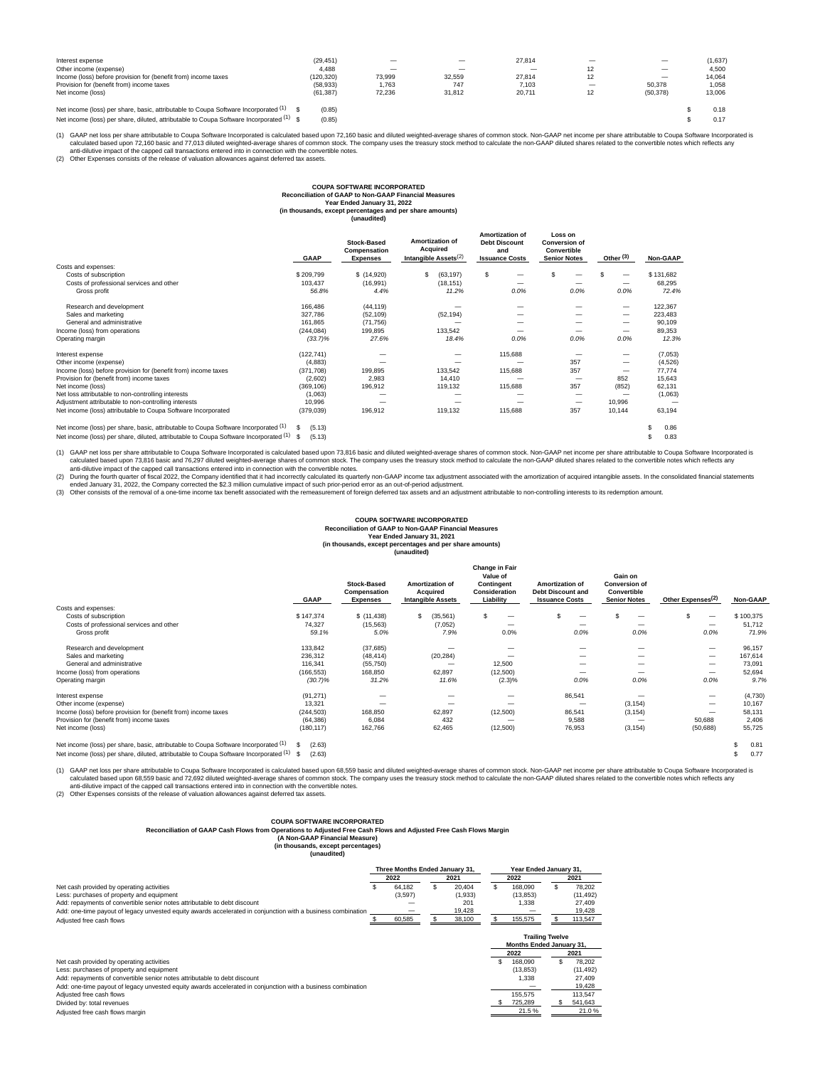| | GAAP | | | | | | Non-GAAP |
|---|---|---|---|---|---|---|---|
| Interest expense | (29,451) | — | — | 27,814 | — | — | (1,637) |
| Other income (expense) | 4,488 | — | — | — | 12 | — | 4,500 |
| Income (loss) before provision for (benefit from) income taxes | (120,320) | 73,999 | 32,559 | 27,814 | 12 | — | 14,064 |
| Provision for (benefit from) income taxes | (58,933) | 1,763 | 747 | 7,103 | — | 50,378 | 1,058 |
| Net income (loss) | (61,387) | 72,236 | 31,812 | 20,711 | 12 | (50,378) | 13,006 |
| Net income (loss) per share, basic, attributable to Coupa Software Incorporated (1) | $ (0.85) | | | | | | $ 0.18 |
| Net income (loss) per share, diluted, attributable to Coupa Software Incorporated (1) | $ (0.85) | | | | | | $ 0.17 |

(1) GAAP net loss per share attributable to Coupa Software Incorporated is calculated based upon 72,160 basic and diluted weighted-average shares of common stock. Non-GAAP net income per share attributable to Coupa Software Incorporated is calculated based upon 72,160 basic and 77,013 diluted weighted-average shares of common stock. The company uses the treasury stock method to calculate the non-GAAP diluted shares related to the convertible notes which reflects any anti-dilutive impact of the capped call transactions entered into in connection with the convertible notes.

(2) Other Expenses consists of the release of valuation allowances against deferred tax assets.

**COUPA SOFTWARE INCORPORATED**
**Reconciliation of GAAP to Non-GAAP Financial Measures**
**Year Ended January 31, 2022**
**(in thousands, except percentages and per share amounts)**
**(unaudited)**

| | GAAP | Stock-Based Compensation Expenses | Amortization of Acquired Intangible Assets(2) | Amortization of Debt Discount and Issuance Costs | Loss on Conversion of Convertible Senior Notes | Other (3) | Non-GAAP |
|---|---|---|---|---|---|---|---|
| Costs and expenses: | | | | | | | |
| Costs of subscription | $ 209,799 | $ (14,920) | $ (63,197) | $ — | $ — | $ — | $ 131,682 |
| Costs of professional services and other | 103,437 | (16,991) | (18,151) | — | — | — | 68,295 |
| Gross profit | *56.8%* | *4.4%* | *11.2%* | *0.0%* | *0.0%* | *0.0%* | *72.4%* |
| Research and development | 166,486 | (44,119) | — | — | — | — | 122,367 |
| Sales and marketing | 327,786 | (52,109) | (52,194) | — | — | — | 223,483 |
| General and administrative | 161,865 | (71,756) | — | — | — | — | 90,109 |
| Income (loss) from operations | (244,084) | 199,895 | 133,542 | — | — | — | 89,353 |
| Operating margin | *(33.7)%* | *27.6%* | *18.4%* | *0.0%* | *0.0%* | *0.0%* | *12.3%* |
| Interest expense | (122,741) | — | — | 115,688 | — | — | (7,053) |
| Other income (expense) | (4,883) | — | — | — | 357 | — | (4,526) |
| Income (loss) before provision for (benefit from) income taxes | (371,708) | 199,895 | 133,542 | 115,688 | 357 | — | 77,774 |
| Provision for (benefit from) income taxes | (2,602) | 2,983 | 14,410 | — | — | 852 | 15,643 |
| Net income (loss) | (369,106) | 196,912 | 119,132 | 115,688 | 357 | (852) | 62,131 |
| Net loss attributable to non-controlling interests | (1,063) | — | — | — | — | — | (1,063) |
| Adjustment attributable to non-controlling interests | 10,996 | — | — | — | — | 10,996 | — |
| Net income (loss) attributable to Coupa Software Incorporated | (379,039) | 196,912 | 119,132 | 115,688 | 357 | 10,144 | 63,194 |
| Net income (loss) per share, basic, attributable to Coupa Software Incorporated (1) | $ (5.13) | | | | | | $ 0.86 |
| Net income (loss) per share, diluted, attributable to Coupa Software Incorporated (1) | $ (5.13) | | | | | | $ 0.83 |

(1) GAAP net loss per share attributable to Coupa Software Incorporated is calculated based upon 73,816 basic and diluted weighted-average shares of common stock. Non-GAAP net income per share attributable to Coupa Software Incorporated is calculated based upon 73,816 basic and 76,297 diluted weighted-average shares of common stock. The company uses the treasury stock method to calculate the non-GAAP diluted shares related to the convertible notes which reflects any anti-dilutive impact of the capped call transactions entered into in connection with the convertible notes.

(2) During the fourth quarter of fiscal 2022, the Company identified that it had incorrectly calculated its quarterly non-GAAP income tax adjustment associated with the amortization of acquired intangible assets. In the consolidated financial statements ended January 31, 2022, the Company corrected the $2.3 million cumulative impact of such prior-period error as an out-of-period adjustment.

(3) Other consists of the removal of a one-time income tax benefit associated with the remeasurement of foreign deferred tax assets and an adjustment attributable to non-controlling interests to its redemption amount.

**COUPA SOFTWARE INCORPORATED**
**Reconciliation of GAAP to Non-GAAP Financial Measures**
**Year Ended January 31, 2021**
**(in thousands, except percentages and per share amounts)**
**(unaudited)**

| | GAAP | Stock-Based Compensation Expenses | Amortization of Acquired Intangible Assets | Change in Fair Value of Contingent Consideration Liability | Amortization of Debt Discount and Issuance Costs | Gain on Conversion of Convertible Senior Notes | Other Expenses(2) | Non-GAAP |
|---|---|---|---|---|---|---|---|---|
| Costs and expenses: | | | | | | | | |
| Costs of subscription | $ 147,374 | $ (11,438) | $ (35,561) | $ — | $ — | $ — | $ — | $ 100,375 |
| Costs of professional services and other | 74,327 | (15,563) | (7,052) | — | — | — | — | 51,712 |
| Gross profit | *59.1%* | *5.0%* | *7.9%* | 0.0% | *0.0%* | *0.0%* | *0.0%* | *71.9%* |
| Research and development | 133,842 | (37,685) | — | — | — | — | — | 96,157 |
| Sales and marketing | 236,312 | (48,414) | (20,284) | — | — | — | — | 167,614 |
| General and administrative | 116,341 | (55,750) | — | 12,500 | — | — | — | 73,091 |
| Income (loss) from operations | (166,553) | 168,850 | 62,897 | (12,500) | — | — | — | 52,694 |
| Operating margin | *(30.7)%* | *31.2%* | *11.6%* | (2.3)% | *0.0%* | *0.0%* | *0.0%* | *9.7%* |
| Interest expense | (91,271) | — | — | — | 86,541 | — | — | (4,730) |
| Other income (expense) | 13,321 | — | — | — | — | (3,154) | — | 10,167 |
| Income (loss) before provision for (benefit from) income taxes | (244,503) | 168,850 | 62,897 | (12,500) | 86,541 | (3,154) | — | 58,131 |
| Provision for (benefit from) income taxes | (64,386) | 6,084 | 432 | — | 9,588 | — | 50,688 | 2,406 |
| Net income (loss) | (180,117) | 162,766 | 62,465 | (12,500) | 76,953 | (3,154) | (50,688) | 55,725 |
| Net income (loss) per share, basic, attributable to Coupa Software Incorporated (1) | $ (2.63) | | | | | | | $ 0.81 |
| Net income (loss) per share, diluted, attributable to Coupa Software Incorporated (1) | $ (2.63) | | | | | | | $ 0.77 |

(1) GAAP net loss per share attributable to Coupa Software Incorporated is calculated based upon 68,559 basic and diluted weighted-average shares of common stock. Non-GAAP net income per share attributable to Coupa Software Incorporated is calculated based upon 68,559 basic and 72,692 diluted weighted-average shares of common stock. The company uses the treasury stock method to calculate the non-GAAP diluted shares related to the convertible notes which reflects any anti-dilutive impact of the capped call transactions entered into in connection with the convertible notes.

(2) Other Expenses consists of the release of valuation allowances against deferred tax assets.

**COUPA SOFTWARE INCORPORATED**
**Reconciliation of GAAP Cash Flows from Operations to Adjusted Free Cash Flows and Adjusted Free Cash Flows Margin**
**(A Non-GAAP Financial Measure)**
**(in thousands, except percentages)**
**(unaudited)**

| | Three Months Ended January 31, 2022 | Three Months Ended January 31, 2021 | Year Ended January 31, 2022 | Year Ended January 31, 2021 |
|---|---|---|---|---|
| Net cash provided by operating activities | $ 64,182 | $ 20,404 | $ 168,090 | $ 78,202 |
| Less: purchases of property and equipment | (3,597) | (1,933) | (13,853) | (11,492) |
| Add: repayments of convertible senior notes attributable to debt discount | — | 201 | 1,338 | 27,409 |
| Add: one-time payout of legacy unvested equity awards accelerated in conjunction with a business combination | — | 19,428 | — | 19,428 |
| Adjusted free cash flows | $ 60,585 | $ 38,100 | $ 155,575 | $ 113,547 |

| | Trailing Twelve Months Ended January 31, 2022 | Trailing Twelve Months Ended January 31, 2021 |
|---|---|---|
| Net cash provided by operating activities | $ 168,090 | $ 78,202 |
| Less: purchases of property and equipment | (13,853) | (11,492) |
| Add: repayments of convertible senior notes attributable to debt discount | 1,338 | 27,409 |
| Add: one-time payout of legacy unvested equity awards accelerated in conjunction with a business combination | — | 19,428 |
| Adjusted free cash flows | 155,575 | 113,547 |
| Divided by: total revenues | $ 725,289 | $ 541,643 |
| Adjusted free cash flows margin | 21.5 % | 21.0 % |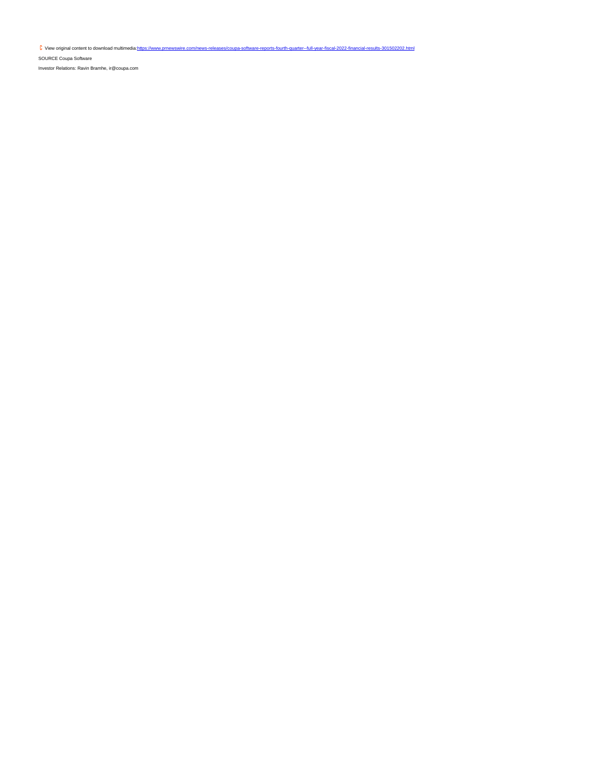View original content to download multimedia:https://www.prnewswire.com/news-releases/coupa-software-reports-fourth-quarter--full-year-fiscal-2022-financial-results-301502202.html

SOURCE Coupa Software

Investor Relations: Ravin Bramhe, ir@coupa.com